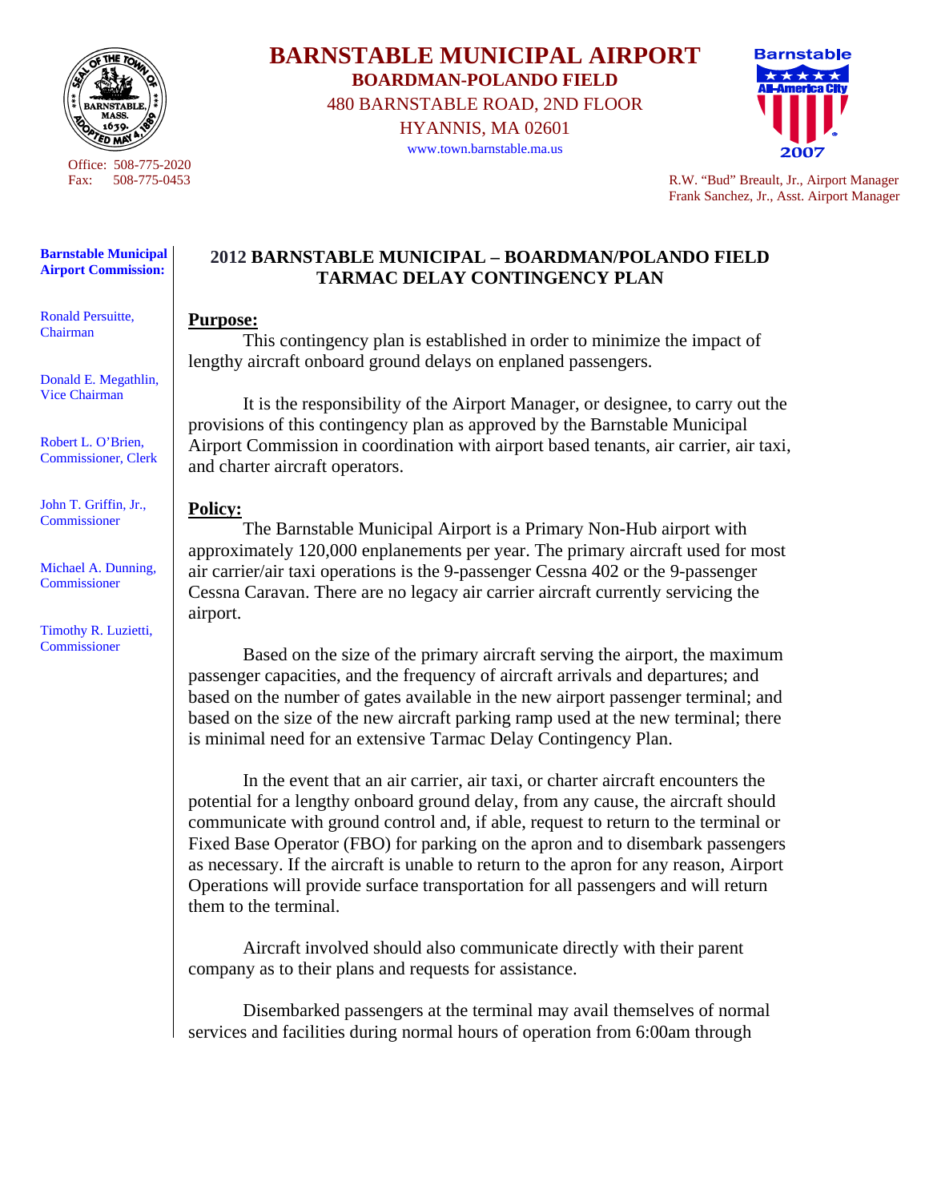# BARNSTABLE MUNICIPAL AIRPORT

**BOARDMAN-POLANDO FIELD**

480 BARNSTABLE ROAD, 2ND FLOOR

HYANNIS, MA 02601

www.town.barnstable.ma.us

Barnstable All-America City 2007

Office: 508-775-2020
Fax: 508-775-0453

R.W. "Bud" Breault, Jr., Airport Manager
Frank Sanchez, Jr., Asst. Airport Manager

**Barnstable Municipal Airport Commission:**

Ronald Persuitte, Chairman

Donald E. Megathlin, Vice Chairman

Robert L. O'Brien, Commissioner, Clerk

John T. Griffin, Jr., Commissioner

Michael A. Dunning, Commissioner

Timothy R. Luzietti, Commissioner

## 2012 BARNSTABLE MUNICIPAL – BOARDMAN/POLANDO FIELD TARMAC DELAY CONTINGENCY PLAN

**Purpose:**

This contingency plan is established in order to minimize the impact of lengthy aircraft onboard ground delays on enplaned passengers.

It is the responsibility of the Airport Manager, or designee, to carry out the provisions of this contingency plan as approved by the Barnstable Municipal Airport Commission in coordination with airport based tenants, air carrier, air taxi, and charter aircraft operators.

**Policy:**

The Barnstable Municipal Airport is a Primary Non-Hub airport with approximately 120,000 enplanements per year. The primary aircraft used for most air carrier/air taxi operations is the 9-passenger Cessna 402 or the 9-passenger Cessna Caravan. There are no legacy air carrier aircraft currently servicing the airport.

Based on the size of the primary aircraft serving the airport, the maximum passenger capacities, and the frequency of aircraft arrivals and departures; and based on the number of gates available in the new airport passenger terminal; and based on the size of the new aircraft parking ramp used at the new terminal; there is minimal need for an extensive Tarmac Delay Contingency Plan.

In the event that an air carrier, air taxi, or charter aircraft encounters the potential for a lengthy onboard ground delay, from any cause, the aircraft should communicate with ground control and, if able, request to return to the terminal or Fixed Base Operator (FBO) for parking on the apron and to disembark passengers as necessary. If the aircraft is unable to return to the apron for any reason, Airport Operations will provide surface transportation for all passengers and will return them to the terminal.

Aircraft involved should also communicate directly with their parent company as to their plans and requests for assistance.

Disembarked passengers at the terminal may avail themselves of normal services and facilities during normal hours of operation from 6:00am through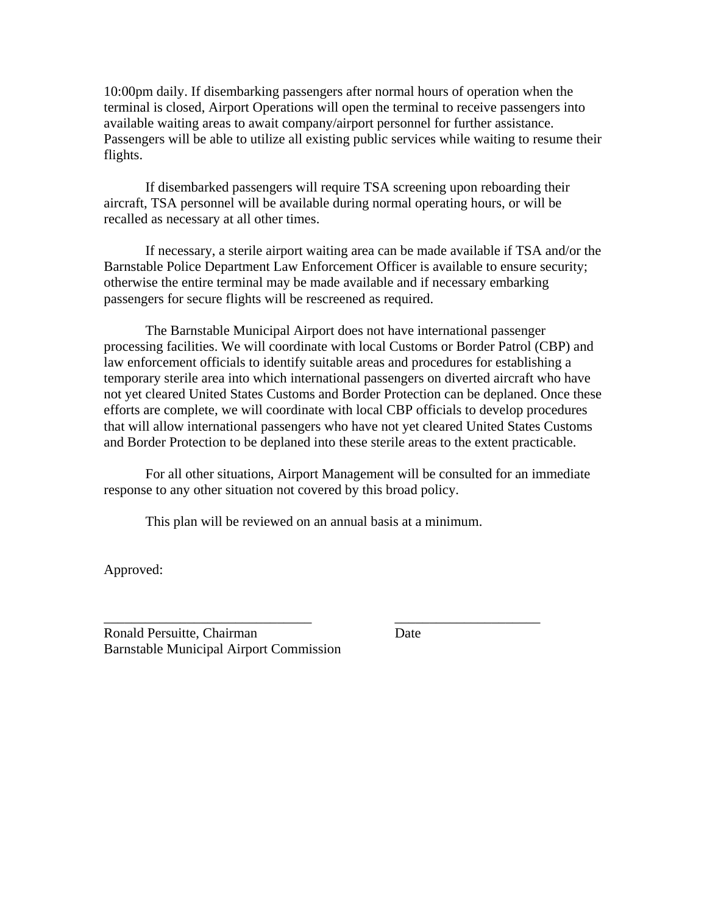10:00pm daily. If disembarking passengers after normal hours of operation when the terminal is closed, Airport Operations will open the terminal to receive passengers into available waiting areas to await company/airport personnel for further assistance. Passengers will be able to utilize all existing public services while waiting to resume their flights.

If disembarked passengers will require TSA screening upon reboarding their aircraft, TSA personnel will be available during normal operating hours, or will be recalled as necessary at all other times.

If necessary, a sterile airport waiting area can be made available if TSA and/or the Barnstable Police Department Law Enforcement Officer is available to ensure security; otherwise the entire terminal may be made available and if necessary embarking passengers for secure flights will be rescreened as required.

The Barnstable Municipal Airport does not have international passenger processing facilities. We will coordinate with local Customs or Border Patrol (CBP) and law enforcement officials to identify suitable areas and procedures for establishing a temporary sterile area into which international passengers on diverted aircraft who have not yet cleared United States Customs and Border Protection can be deplaned. Once these efforts are complete, we will coordinate with local CBP officials to develop procedures that will allow international passengers who have not yet cleared United States Customs and Border Protection to be deplaned into these sterile areas to the extent practicable.

For all other situations, Airport Management will be consulted for an immediate response to any other situation not covered by this broad policy.

This plan will be reviewed on an annual basis at a minimum.

Approved:

_______________________________ _____________________

Ronald Persuitte, Chairman Date
Barnstable Municipal Airport Commission